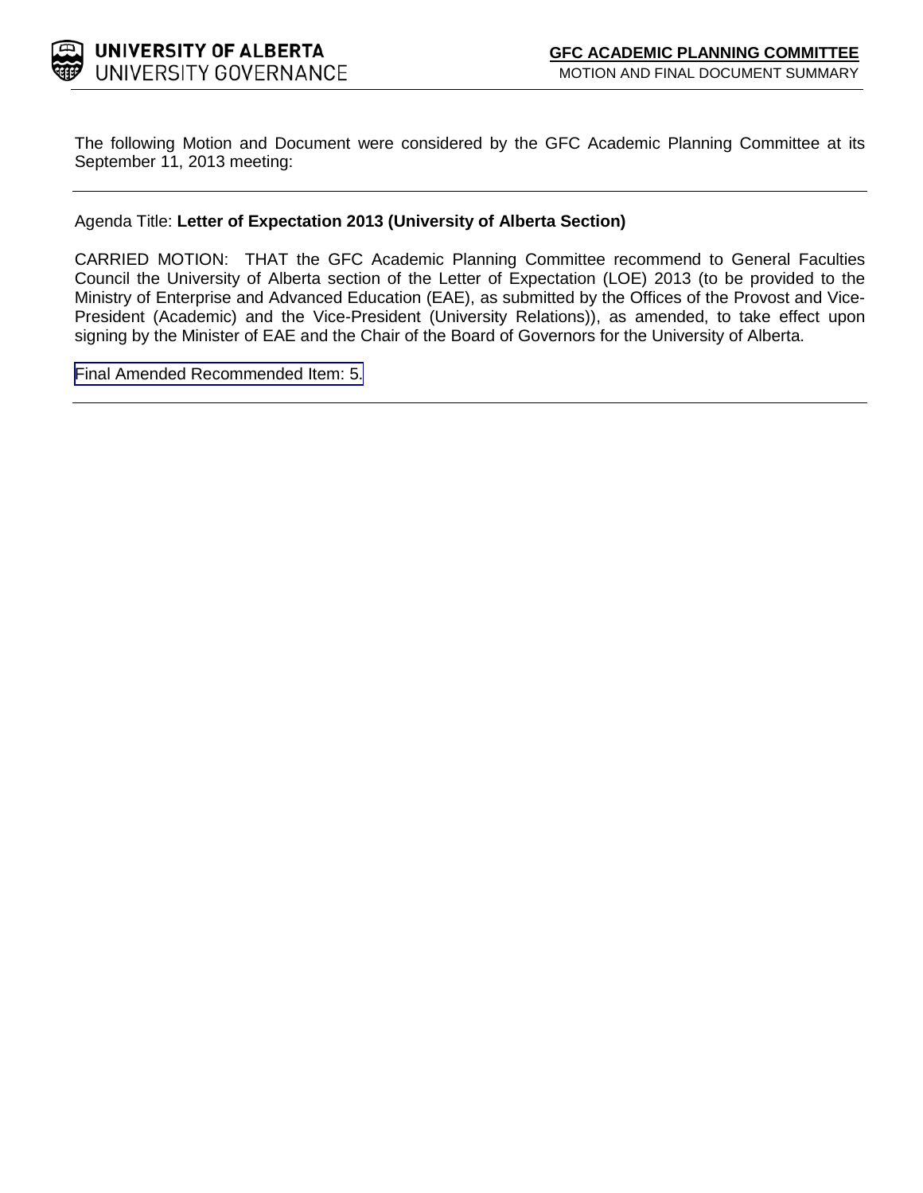**UNIVERSITY OF ALBERTA**
UNIVERSITY GOVERNANCE

**GFC ACADEMIC PLANNING COMMITTEE**
MOTION AND FINAL DOCUMENT SUMMARY

The following Motion and Document were considered by the GFC Academic Planning Committee at its September 11, 2013 meeting:

---

Agenda Title: **Letter of Expectation 2013 (University of Alberta Section)**

CARRIED MOTION: THAT the GFC Academic Planning Committee recommend to General Faculties Council the University of Alberta section of the Letter of Expectation (LOE) 2013 (to be provided to the Ministry of Enterprise and Advanced Education (EAE), as submitted by the Offices of the Provost and Vice-President (Academic) and the Vice-President (University Relations)), as amended, to take effect upon signing by the Minister of EAE and the Chair of the Board of Governors for the University of Alberta.

Final Amended Recommended Item: 5.

---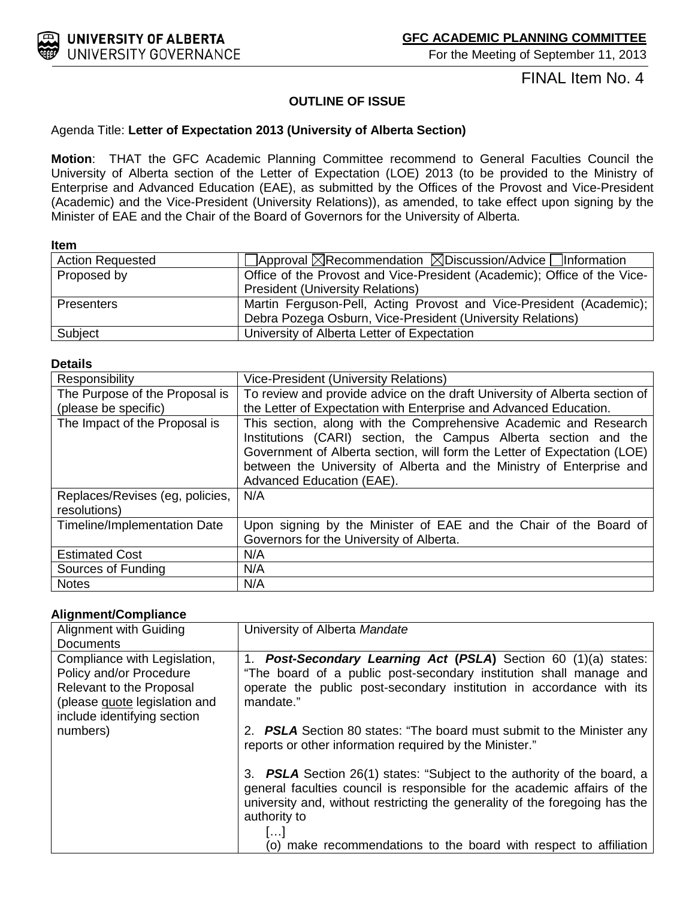**UNIVERSITY OF ALBERTA**
UNIVERSITY GOVERNANCE

**GFC ACADEMIC PLANNING COMMITTEE**
For the Meeting of September 11, 2013

FINAL Item No. 4

### OUTLINE OF ISSUE

Agenda Title: **Letter of Expectation 2013 (University of Alberta Section)**

**Motion**: THAT the GFC Academic Planning Committee recommend to General Faculties Council the University of Alberta section of the Letter of Expectation (LOE) 2013 (to be provided to the Ministry of Enterprise and Advanced Education (EAE), as submitted by the Offices of the Provost and Vice-President (Academic) and the Vice-President (University Relations)), as amended, to take effect upon signing by the Minister of EAE and the Chair of the Board of Governors for the University of Alberta.

**Item**

| | |
|---|---|
| Action Requested | ☐Approval ☒Recommendation ☒Discussion/Advice ☐Information |
| Proposed by | Office of the Provost and Vice-President (Academic); Office of the Vice-President (University Relations) |
| Presenters | Martin Ferguson-Pell, Acting Provost and Vice-President (Academic); Debra Pozega Osburn, Vice-President (University Relations) |
| Subject | University of Alberta Letter of Expectation |

**Details**

| | |
|---|---|
| Responsibility | Vice-President (University Relations) |
| The Purpose of the Proposal is (please be specific) | To review and provide advice on the draft University of Alberta section of the Letter of Expectation with Enterprise and Advanced Education. |
| The Impact of the Proposal is | This section, along with the Comprehensive Academic and Research Institutions (CARI) section, the Campus Alberta section and the Government of Alberta section, will form the Letter of Expectation (LOE) between the University of Alberta and the Ministry of Enterprise and Advanced Education (EAE). |
| Replaces/Revises (eg, policies, resolutions) | N/A |
| Timeline/Implementation Date | Upon signing by the Minister of EAE and the Chair of the Board of Governors for the University of Alberta. |
| Estimated Cost | N/A |
| Sources of Funding | N/A |
| Notes | N/A |

**Alignment/Compliance**

| | |
|---|---|
| Alignment with Guiding Documents | University of Alberta *Mandate* |
| Compliance with Legislation, Policy and/or Procedure Relevant to the Proposal (please quote legislation and include identifying section numbers) | 1. ***Post-Secondary Learning Act*** **(*PSLA*)** Section 60 (1)(a) states: "The board of a public post-secondary institution shall manage and operate the public post-secondary institution in accordance with its mandate."<br><br>2. ***PSLA*** Section 80 states: "The board must submit to the Minister any reports or other information required by the Minister."<br><br>3. ***PSLA*** Section 26(1) states: "Subject to the authority of the board, a general faculties council is responsible for the academic affairs of the university and, without restricting the generality of the foregoing has the authority to<br>[…]<br>(o) make recommendations to the board with respect to affiliation |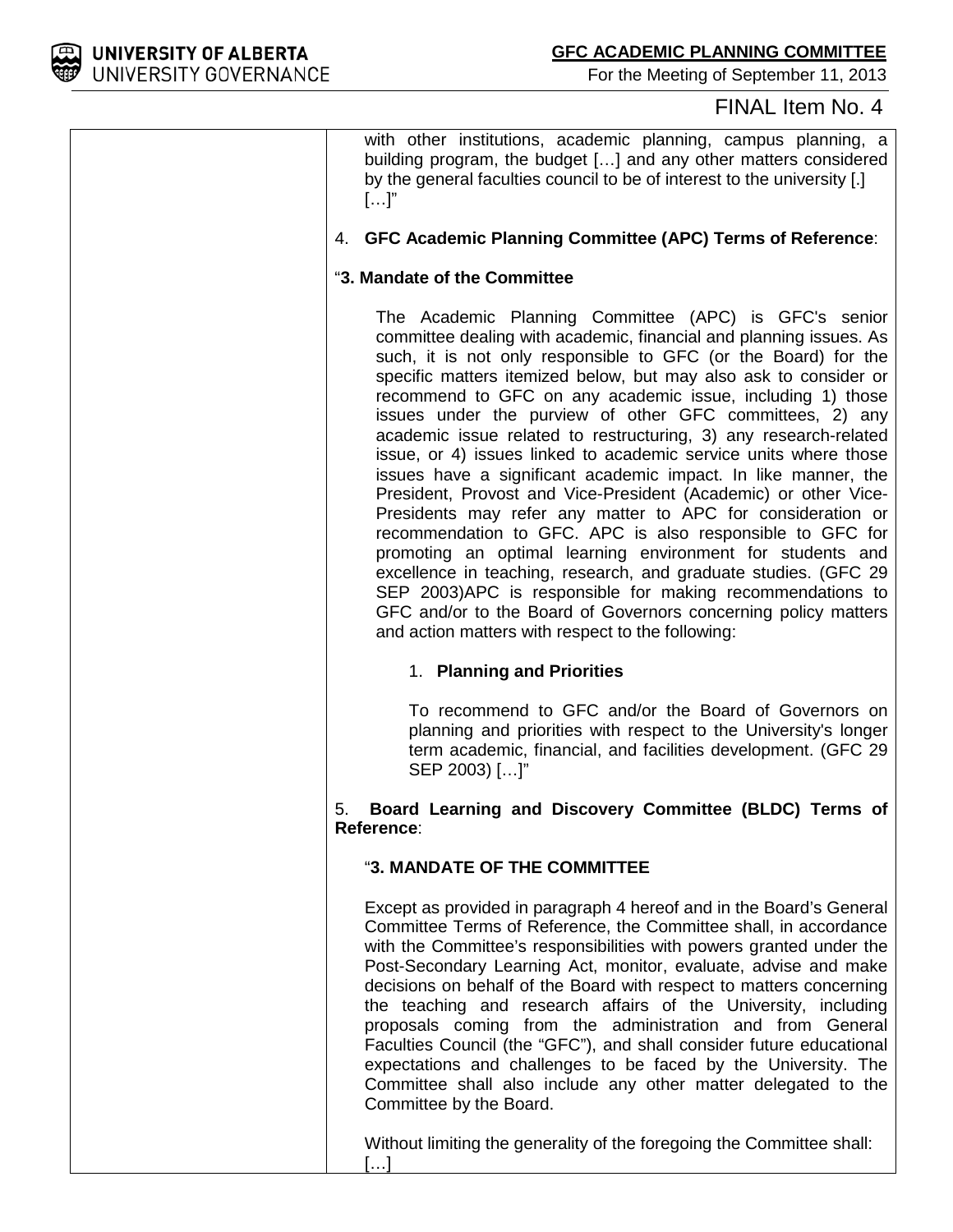with other institutions, academic planning, campus planning, a building program, the budget […] and any other matters considered by the general faculties council to be of interest to the university [.] […]"

4. **GFC Academic Planning Committee (APC) Terms of Reference**:

"**3. Mandate of the Committee**

The Academic Planning Committee (APC) is GFC's senior committee dealing with academic, financial and planning issues. As such, it is not only responsible to GFC (or the Board) for the specific matters itemized below, but may also ask to consider or recommend to GFC on any academic issue, including 1) those issues under the purview of other GFC committees, 2) any academic issue related to restructuring, 3) any research-related issue, or 4) issues linked to academic service units where those issues have a significant academic impact. In like manner, the President, Provost and Vice-President (Academic) or other Vice-Presidents may refer any matter to APC for consideration or recommendation to GFC. APC is also responsible to GFC for promoting an optimal learning environment for students and excellence in teaching, research, and graduate studies. (GFC 29 SEP 2003)APC is responsible for making recommendations to GFC and/or to the Board of Governors concerning policy matters and action matters with respect to the following:

1. **Planning and Priorities**

To recommend to GFC and/or the Board of Governors on planning and priorities with respect to the University's longer term academic, financial, and facilities development. (GFC 29 SEP 2003) […]"

5. **Board Learning and Discovery Committee (BLDC) Terms of Reference**:

"**3. MANDATE OF THE COMMITTEE**

Except as provided in paragraph 4 hereof and in the Board's General Committee Terms of Reference, the Committee shall, in accordance with the Committee's responsibilities with powers granted under the Post-Secondary Learning Act, monitor, evaluate, advise and make decisions on behalf of the Board with respect to matters concerning the teaching and research affairs of the University, including proposals coming from the administration and from General Faculties Council (the "GFC"), and shall consider future educational expectations and challenges to be faced by the University. The Committee shall also include any other matter delegated to the Committee by the Board.

Without limiting the generality of the foregoing the Committee shall: […]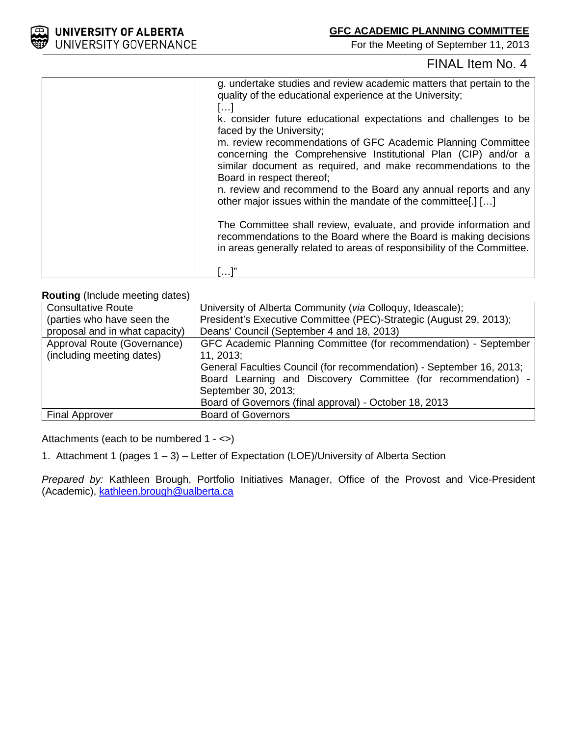FINAL Item No. 4

| | |
|---|---|
| | g. undertake studies and review academic matters that pertain to the quality of the educational experience at the University;<br>[…]<br>k. consider future educational expectations and challenges to be faced by the University;<br>m. review recommendations of GFC Academic Planning Committee concerning the Comprehensive Institutional Plan (CIP) and/or a similar document as required, and make recommendations to the Board in respect thereof;<br>n. review and recommend to the Board any annual reports and any other major issues within the mandate of the committee[.] […]<br><br>The Committee shall review, evaluate, and provide information and recommendations to the Board where the Board is making decisions in areas generally related to areas of responsibility of the Committee.<br><br>[…]" |

**Routing** (Include meeting dates)

| | |
|---|---|
| Consultative Route (parties who have seen the proposal and in what capacity) | University of Alberta Community (*via* Colloquy, Ideascale);<br>President's Executive Committee (PEC)-Strategic (August 29, 2013);<br>Deans' Council (September 4 and 18, 2013) |
| Approval Route (Governance) (including meeting dates) | GFC Academic Planning Committee (for recommendation) - September 11, 2013;<br>General Faculties Council (for recommendation) - September 16, 2013;<br>Board Learning and Discovery Committee (for recommendation) - September 30, 2013;<br>Board of Governors (final approval) - October 18, 2013 |
| Final Approver | Board of Governors |

Attachments (each to be numbered 1 - <>)

1. Attachment 1 (pages 1 – 3) – Letter of Expectation (LOE)/University of Alberta Section

*Prepared by:* Kathleen Brough, Portfolio Initiatives Manager, Office of the Provost and Vice-President (Academic), kathleen.brough@ualberta.ca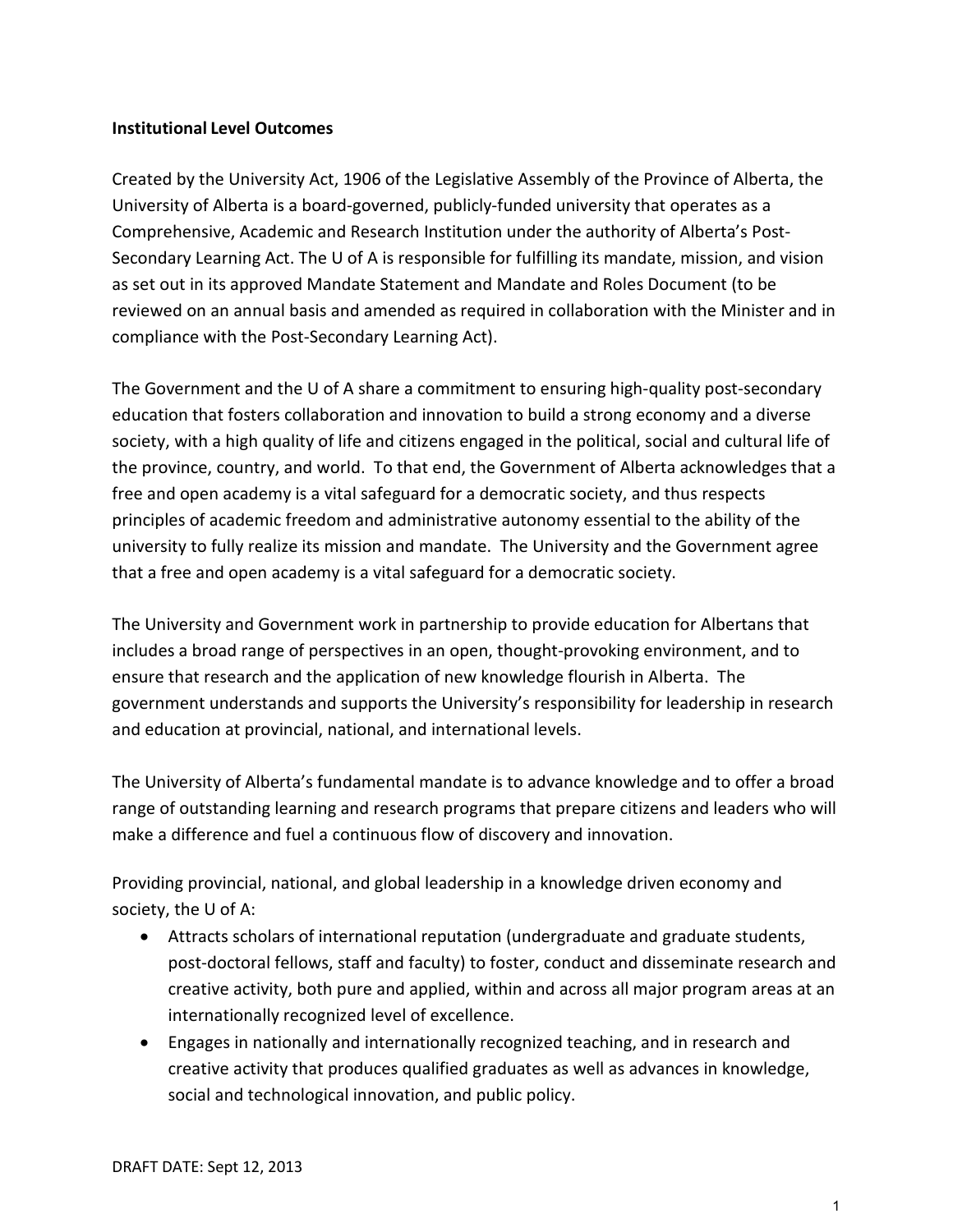**Institutional Level Outcomes**

Created by the University Act, 1906 of the Legislative Assembly of the Province of Alberta, the University of Alberta is a board-governed, publicly-funded university that operates as a Comprehensive, Academic and Research Institution under the authority of Alberta's Post-Secondary Learning Act. The U of A is responsible for fulfilling its mandate, mission, and vision as set out in its approved Mandate Statement and Mandate and Roles Document (to be reviewed on an annual basis and amended as required in collaboration with the Minister and in compliance with the Post-Secondary Learning Act).

The Government and the U of A share a commitment to ensuring high-quality post-secondary education that fosters collaboration and innovation to build a strong economy and a diverse society, with a high quality of life and citizens engaged in the political, social and cultural life of the province, country, and world. To that end, the Government of Alberta acknowledges that a free and open academy is a vital safeguard for a democratic society, and thus respects principles of academic freedom and administrative autonomy essential to the ability of the university to fully realize its mission and mandate. The University and the Government agree that a free and open academy is a vital safeguard for a democratic society.

The University and Government work in partnership to provide education for Albertans that includes a broad range of perspectives in an open, thought-provoking environment, and to ensure that research and the application of new knowledge flourish in Alberta. The government understands and supports the University's responsibility for leadership in research and education at provincial, national, and international levels.

The University of Alberta's fundamental mandate is to advance knowledge and to offer a broad range of outstanding learning and research programs that prepare citizens and leaders who will make a difference and fuel a continuous flow of discovery and innovation.

Providing provincial, national, and global leadership in a knowledge driven economy and society, the U of A:

- Attracts scholars of international reputation (undergraduate and graduate students, post-doctoral fellows, staff and faculty) to foster, conduct and disseminate research and creative activity, both pure and applied, within and across all major program areas at an internationally recognized level of excellence.
- Engages in nationally and internationally recognized teaching, and in research and creative activity that produces qualified graduates as well as advances in knowledge, social and technological innovation, and public policy.

DRAFT DATE: Sept 12, 2013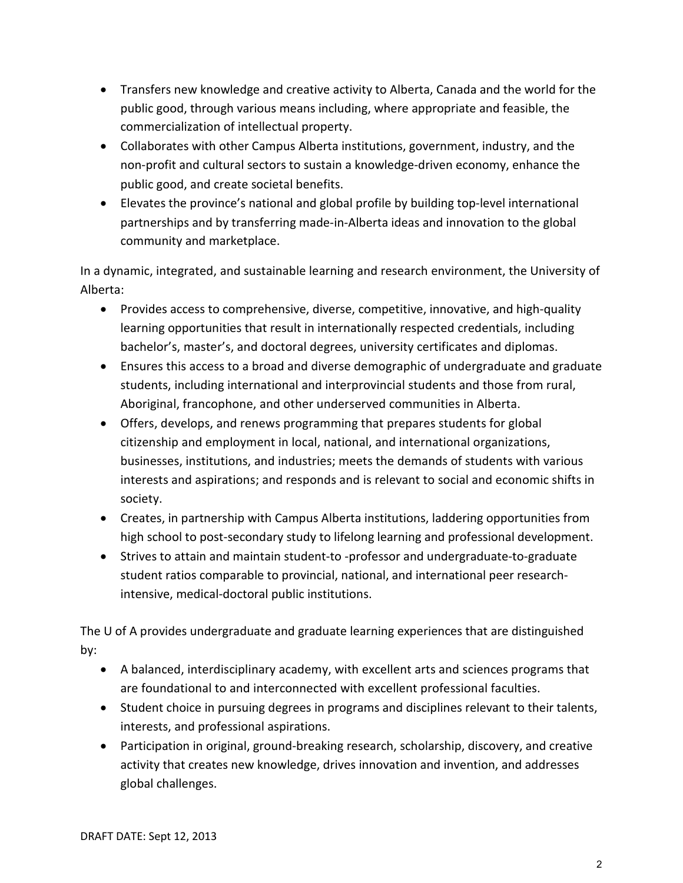- Transfers new knowledge and creative activity to Alberta, Canada and the world for the public good, through various means including, where appropriate and feasible, the commercialization of intellectual property.
- Collaborates with other Campus Alberta institutions, government, industry, and the non-profit and cultural sectors to sustain a knowledge-driven economy, enhance the public good, and create societal benefits.
- Elevates the province's national and global profile by building top-level international partnerships and by transferring made-in-Alberta ideas and innovation to the global community and marketplace.

In a dynamic, integrated, and sustainable learning and research environment, the University of Alberta:

- Provides access to comprehensive, diverse, competitive, innovative, and high-quality learning opportunities that result in internationally respected credentials, including bachelor's, master's, and doctoral degrees, university certificates and diplomas.
- Ensures this access to a broad and diverse demographic of undergraduate and graduate students, including international and interprovincial students and those from rural, Aboriginal, francophone, and other underserved communities in Alberta.
- Offers, develops, and renews programming that prepares students for global citizenship and employment in local, national, and international organizations, businesses, institutions, and industries; meets the demands of students with various interests and aspirations; and responds and is relevant to social and economic shifts in society.
- Creates, in partnership with Campus Alberta institutions, laddering opportunities from high school to post-secondary study to lifelong learning and professional development.
- Strives to attain and maintain student-to -professor and undergraduate-to-graduate student ratios comparable to provincial, national, and international peer research-intensive, medical-doctoral public institutions.

The U of A provides undergraduate and graduate learning experiences that are distinguished by:

- A balanced, interdisciplinary academy, with excellent arts and sciences programs that are foundational to and interconnected with excellent professional faculties.
- Student choice in pursuing degrees in programs and disciplines relevant to their talents, interests, and professional aspirations.
- Participation in original, ground-breaking research, scholarship, discovery, and creative activity that creates new knowledge, drives innovation and invention, and addresses global challenges.

DRAFT DATE: Sept 12, 2013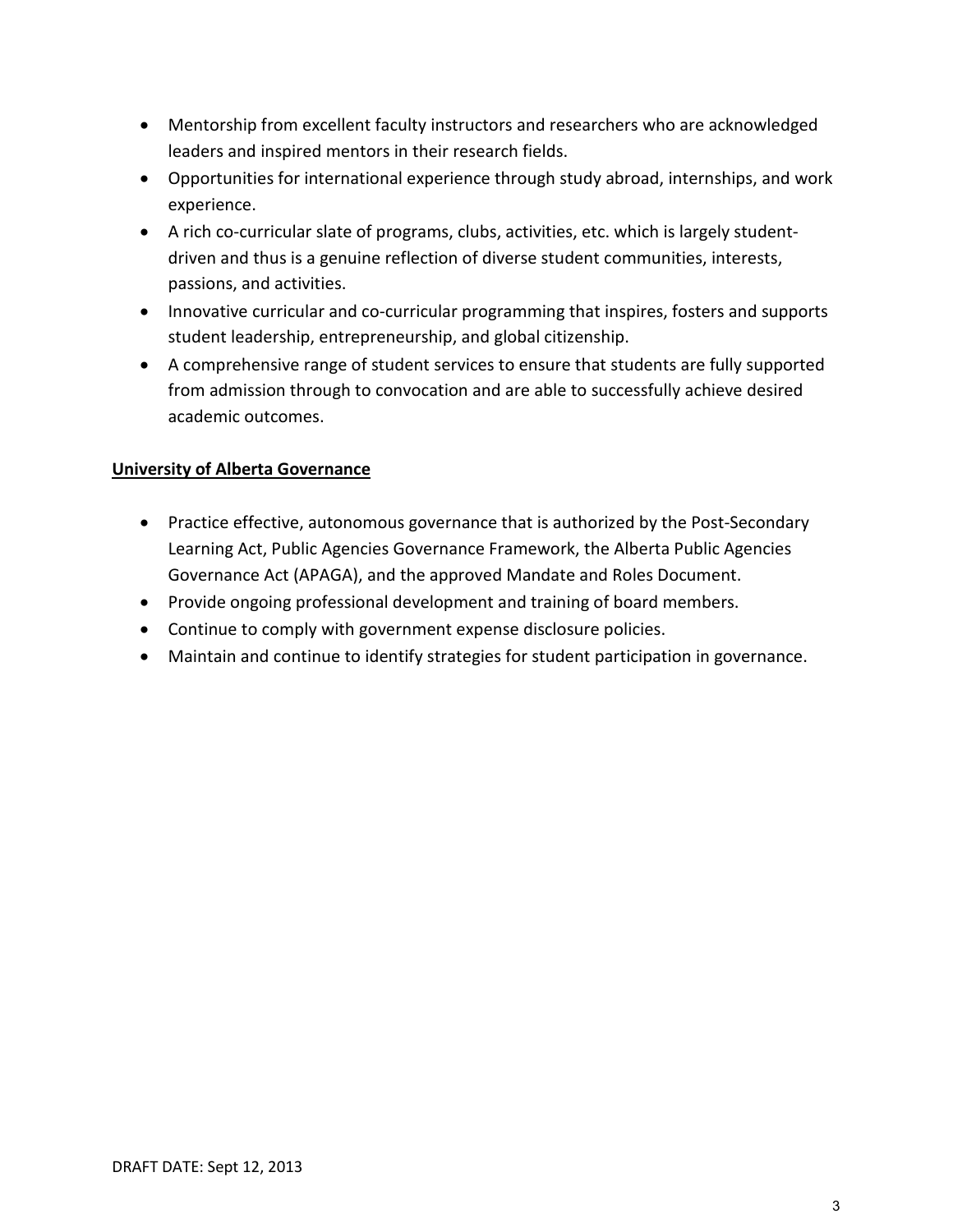- Mentorship from excellent faculty instructors and researchers who are acknowledged leaders and inspired mentors in their research fields.
- Opportunities for international experience through study abroad, internships, and work experience.
- A rich co-curricular slate of programs, clubs, activities, etc. which is largely student-driven and thus is a genuine reflection of diverse student communities, interests, passions, and activities.
- Innovative curricular and co-curricular programming that inspires, fosters and supports student leadership, entrepreneurship, and global citizenship.
- A comprehensive range of student services to ensure that students are fully supported from admission through to convocation and are able to successfully achieve desired academic outcomes.

**University of Alberta Governance**

- Practice effective, autonomous governance that is authorized by the Post-Secondary Learning Act, Public Agencies Governance Framework, the Alberta Public Agencies Governance Act (APAGA), and the approved Mandate and Roles Document.
- Provide ongoing professional development and training of board members.
- Continue to comply with government expense disclosure policies.
- Maintain and continue to identify strategies for student participation in governance.

DRAFT DATE: Sept 12, 2013